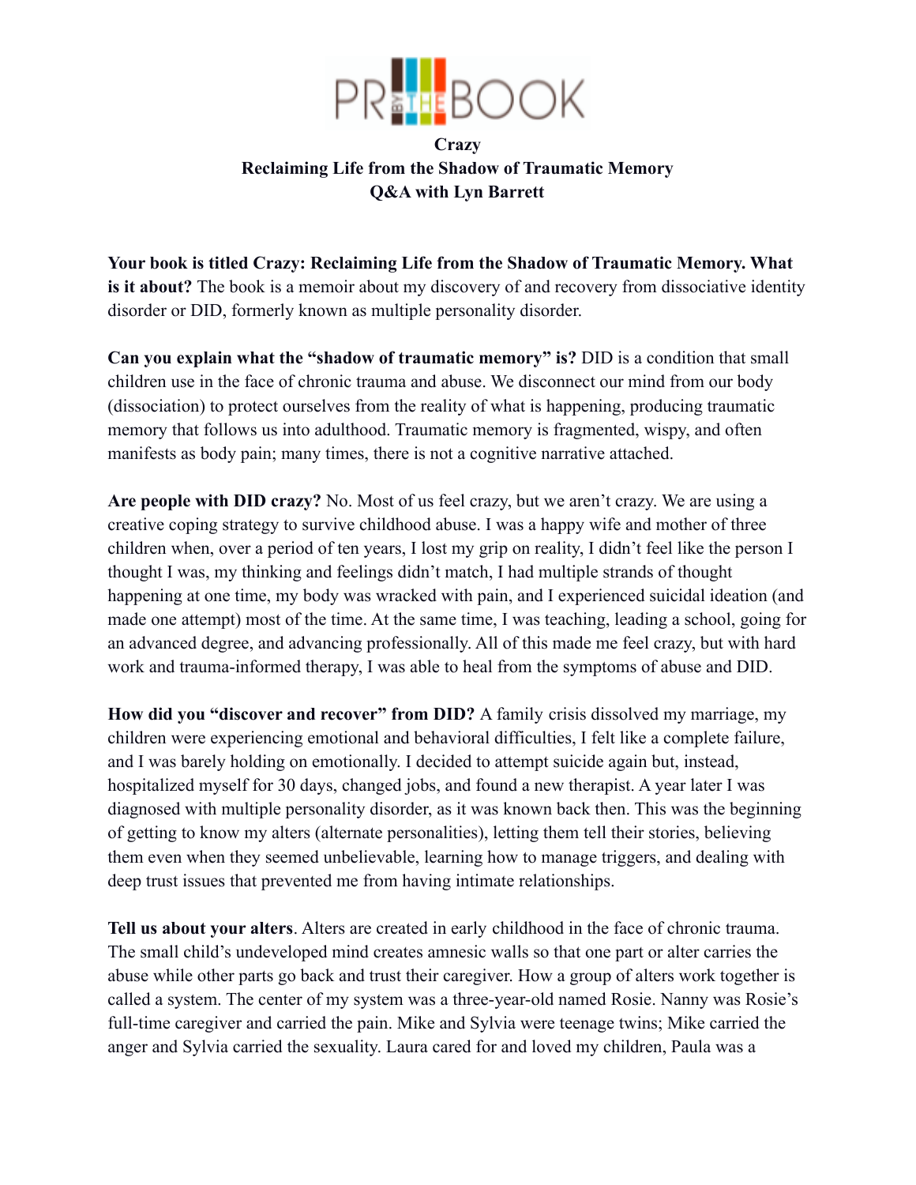**Crazy**
**Reclaiming Life from the Shadow of Traumatic Memory**
**Q&A with Lyn Barrett**

**Your book is titled Crazy: Reclaiming Life from the Shadow of Traumatic Memory. What is it about?** The book is a memoir about my discovery of and recovery from dissociative identity disorder or DID, formerly known as multiple personality disorder.

**Can you explain what the "shadow of traumatic memory" is?** DID is a condition that small children use in the face of chronic trauma and abuse. We disconnect our mind from our body (dissociation) to protect ourselves from the reality of what is happening, producing traumatic memory that follows us into adulthood. Traumatic memory is fragmented, wispy, and often manifests as body pain; many times, there is not a cognitive narrative attached.

**Are people with DID crazy?** No. Most of us feel crazy, but we aren't crazy. We are using a creative coping strategy to survive childhood abuse. I was a happy wife and mother of three children when, over a period of ten years, I lost my grip on reality, I didn't feel like the person I thought I was, my thinking and feelings didn't match, I had multiple strands of thought happening at one time, my body was wracked with pain, and I experienced suicidal ideation (and made one attempt) most of the time. At the same time, I was teaching, leading a school, going for an advanced degree, and advancing professionally. All of this made me feel crazy, but with hard work and trauma-informed therapy, I was able to heal from the symptoms of abuse and DID.

**How did you "discover and recover" from DID?** A family crisis dissolved my marriage, my children were experiencing emotional and behavioral difficulties, I felt like a complete failure, and I was barely holding on emotionally. I decided to attempt suicide again but, instead, hospitalized myself for 30 days, changed jobs, and found a new therapist. A year later I was diagnosed with multiple personality disorder, as it was known back then. This was the beginning of getting to know my alters (alternate personalities), letting them tell their stories, believing them even when they seemed unbelievable, learning how to manage triggers, and dealing with deep trust issues that prevented me from having intimate relationships.

**Tell us about your alters**. Alters are created in early childhood in the face of chronic trauma. The small child's undeveloped mind creates amnesic walls so that one part or alter carries the abuse while other parts go back and trust their caregiver. How a group of alters work together is called a system. The center of my system was a three-year-old named Rosie. Nanny was Rosie's full-time caregiver and carried the pain. Mike and Sylvia were teenage twins; Mike carried the anger and Sylvia carried the sexuality. Laura cared for and loved my children, Paula was a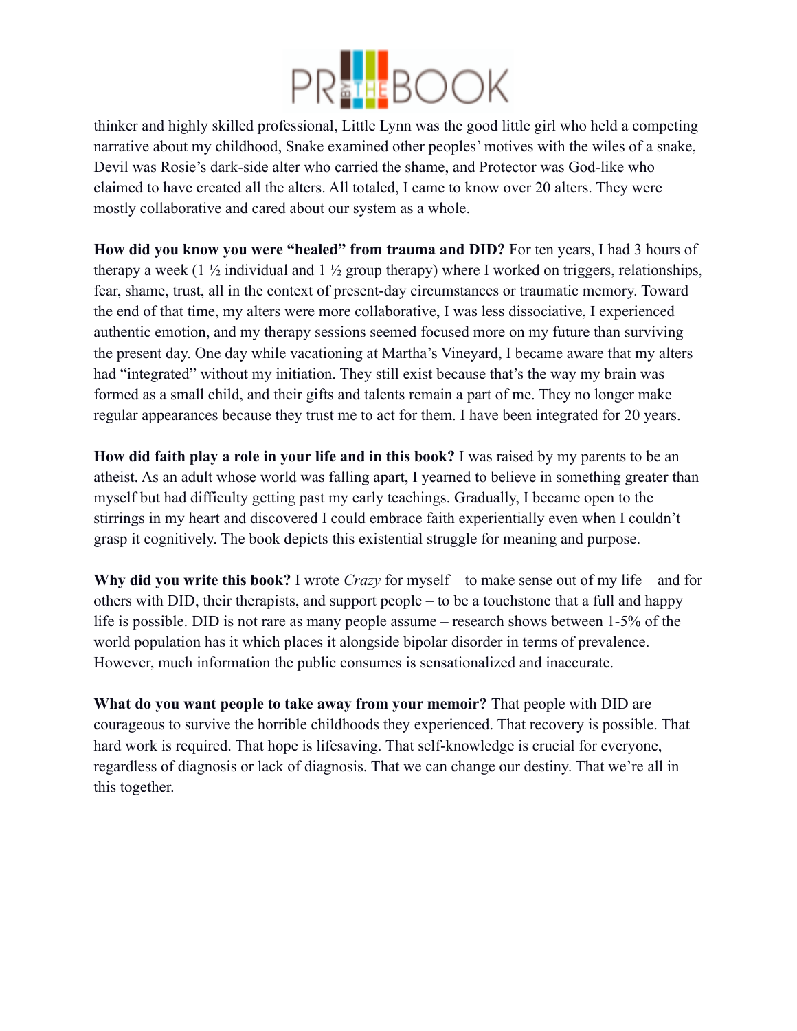thinker and highly skilled professional, Little Lynn was the good little girl who held a competing narrative about my childhood, Snake examined other peoples' motives with the wiles of a snake, Devil was Rosie's dark-side alter who carried the shame, and Protector was God-like who claimed to have created all the alters. All totaled, I came to know over 20 alters. They were mostly collaborative and cared about our system as a whole.

**How did you know you were "healed" from trauma and DID?** For ten years, I had 3 hours of therapy a week (1 ½ individual and 1 ½ group therapy) where I worked on triggers, relationships, fear, shame, trust, all in the context of present-day circumstances or traumatic memory. Toward the end of that time, my alters were more collaborative, I was less dissociative, I experienced authentic emotion, and my therapy sessions seemed focused more on my future than surviving the present day. One day while vacationing at Martha's Vineyard, I became aware that my alters had "integrated" without my initiation. They still exist because that's the way my brain was formed as a small child, and their gifts and talents remain a part of me. They no longer make regular appearances because they trust me to act for them. I have been integrated for 20 years.

**How did faith play a role in your life and in this book?** I was raised by my parents to be an atheist. As an adult whose world was falling apart, I yearned to believe in something greater than myself but had difficulty getting past my early teachings. Gradually, I became open to the stirrings in my heart and discovered I could embrace faith experientially even when I couldn't grasp it cognitively. The book depicts this existential struggle for meaning and purpose.

**Why did you write this book?** I wrote *Crazy* for myself – to make sense out of my life – and for others with DID, their therapists, and support people – to be a touchstone that a full and happy life is possible. DID is not rare as many people assume – research shows between 1-5% of the world population has it which places it alongside bipolar disorder in terms of prevalence. However, much information the public consumes is sensationalized and inaccurate.

**What do you want people to take away from your memoir?** That people with DID are courageous to survive the horrible childhoods they experienced. That recovery is possible. That hard work is required. That hope is lifesaving. That self-knowledge is crucial for everyone, regardless of diagnosis or lack of diagnosis. That we can change our destiny. That we're all in this together.